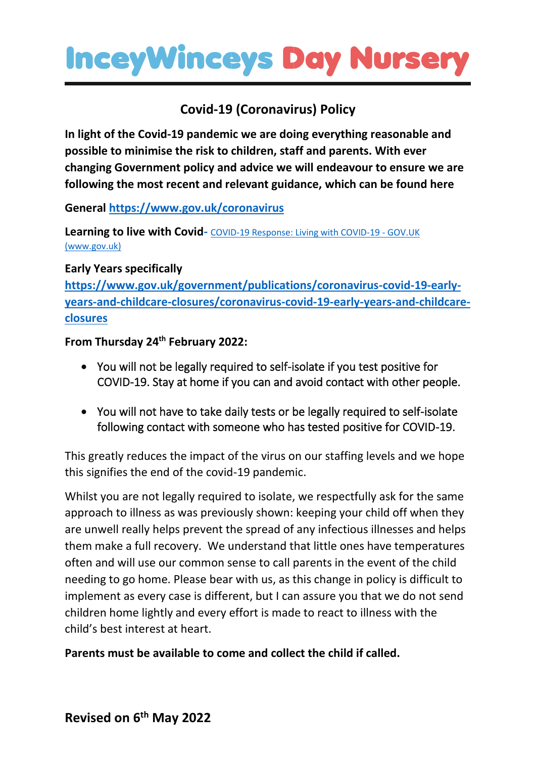# IncеyWinceys Day Nursery

## Covid-19 (Coronavirus) Policy

**In light of the Covid-19 pandemic we are doing everything reasonable and possible to minimise the risk to children, staff and parents. With ever changing Government policy and advice we will endeavour to ensure we are following the most recent and relevant guidance, which can be found here**

**General** [https://www.gov.uk/coronavirus](https://www.gov.uk/coronavirus)

**Learning to live with Covid-** COVID-19 Response: Living with COVID-19 - GOV.UK (www.gov.uk)

**Early Years specifically**
[https://www.gov.uk/government/publications/coronavirus-covid-19-early-years-and-childcare-closures/coronavirus-covid-19-early-years-and-childcare-closures](https://www.gov.uk/government/publications/coronavirus-covid-19-early-years-and-childcare-closures/coronavirus-covid-19-early-years-and-childcare-closures)

**From Thursday 24th February 2022:**

- You will not be legally required to self-isolate if you test positive for COVID-19. Stay at home if you can and avoid contact with other people.
- You will not have to take daily tests or be legally required to self-isolate following contact with someone who has tested positive for COVID-19.

This greatly reduces the impact of the virus on our staffing levels and we hope this signifies the end of the covid-19 pandemic.

Whilst you are not legally required to isolate, we respectfully ask for the same approach to illness as was previously shown: keeping your child off when they are unwell really helps prevent the spread of any infectious illnesses and helps them make a full recovery. We understand that little ones have temperatures often and will use our common sense to call parents in the event of the child needing to go home. Please bear with us, as this change in policy is difficult to implement as every case is different, but I can assure you that we do not send children home lightly and every effort is made to react to illness with the child's best interest at heart.

**Parents must be available to come and collect the child if called.**

**Revised on 6th May 2022**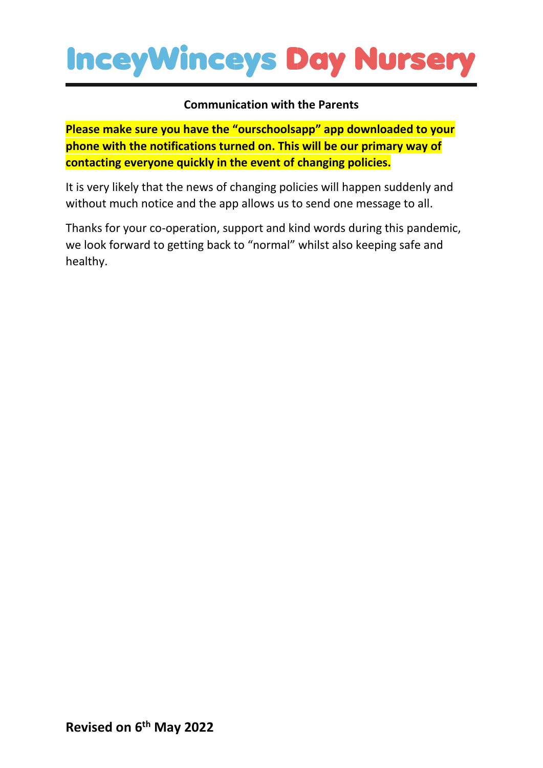**Communication with the Parents**

**Please make sure you have the "ourschoolsapp" app downloaded to your phone with the notifications turned on. This will be our primary way of contacting everyone quickly in the event of changing policies.**

It is very likely that the news of changing policies will happen suddenly and without much notice and the app allows us to send one message to all.

Thanks for your co-operation, support and kind words during this pandemic, we look forward to getting back to "normal" whilst also keeping safe and healthy.

**Revised on 6th May 2022**